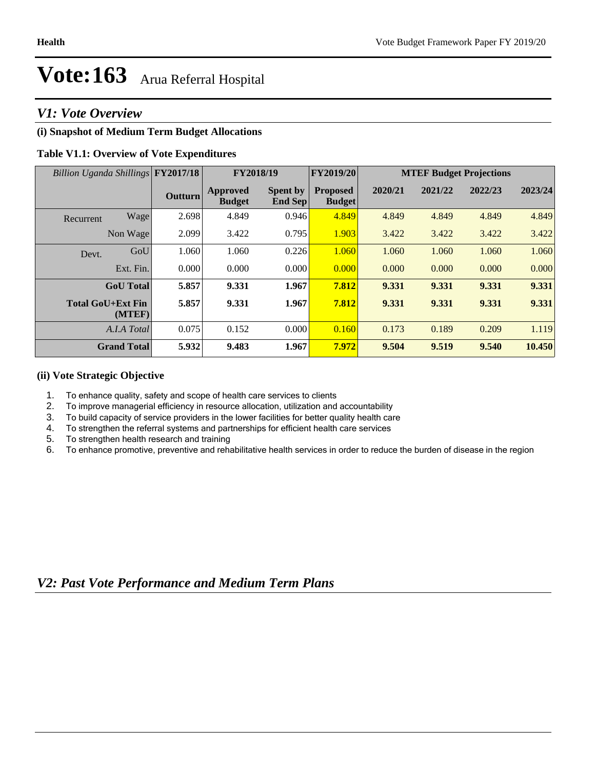# Vote:163 Arua Referral Hospital

## V1: Vote Overview

### (i) Snapshot of Medium Term Budget Allocations

**Table V1.1: Overview of Vote Expenditures**

| *Billion Uganda Shillings* | | FY2017/18 | FY2018/19 | | FY2019/20 | MTEF Budget Projections | | | |
|---|---|---|---|---|---|---|---|---|---|
| | | Outturn | Approved Budget | Spent by End Sep | Proposed Budget | 2020/21 | 2021/22 | 2022/23 | 2023/24 |
| Recurrent | Wage | 2.698 | 4.849 | 0.946 | 4.849 | 4.849 | 4.849 | 4.849 | 4.849 |
| | Non Wage | 2.099 | 3.422 | 0.795 | 1.903 | 3.422 | 3.422 | 3.422 | 3.422 |
| Devt. | GoU | 1.060 | 1.060 | 0.226 | 1.060 | 1.060 | 1.060 | 1.060 | 1.060 |
| | Ext. Fin. | 0.000 | 0.000 | 0.000 | 0.000 | 0.000 | 0.000 | 0.000 | 0.000 |
| **GoU Total** | | **5.857** | **9.331** | **1.967** | **7.812** | **9.331** | **9.331** | **9.331** | **9.331** |
| **Total GoU+Ext Fin (MTEF)** | | **5.857** | **9.331** | **1.967** | **7.812** | **9.331** | **9.331** | **9.331** | **9.331** |
| *A.I.A Total* | | 0.075 | 0.152 | 0.000 | 0.160 | 0.173 | 0.189 | 0.209 | 1.119 |
| **Grand Total** | | **5.932** | **9.483** | **1.967** | **7.972** | **9.504** | **9.519** | **9.540** | **10.450** |

### (ii) Vote Strategic Objective

1. To enhance quality, safety and scope of health care services to clients
2. To improve managerial efficiency in resource allocation, utilization and accountability
3. To build capacity of service providers in the lower facilities for better quality health care
4. To strengthen the referral systems and partnerships for efficient health care services
5. To strengthen health research and training
6. To enhance promotive, preventive and rehabilitative health services in order to reduce the burden of disease in the region

## V2: Past Vote Performance and Medium Term Plans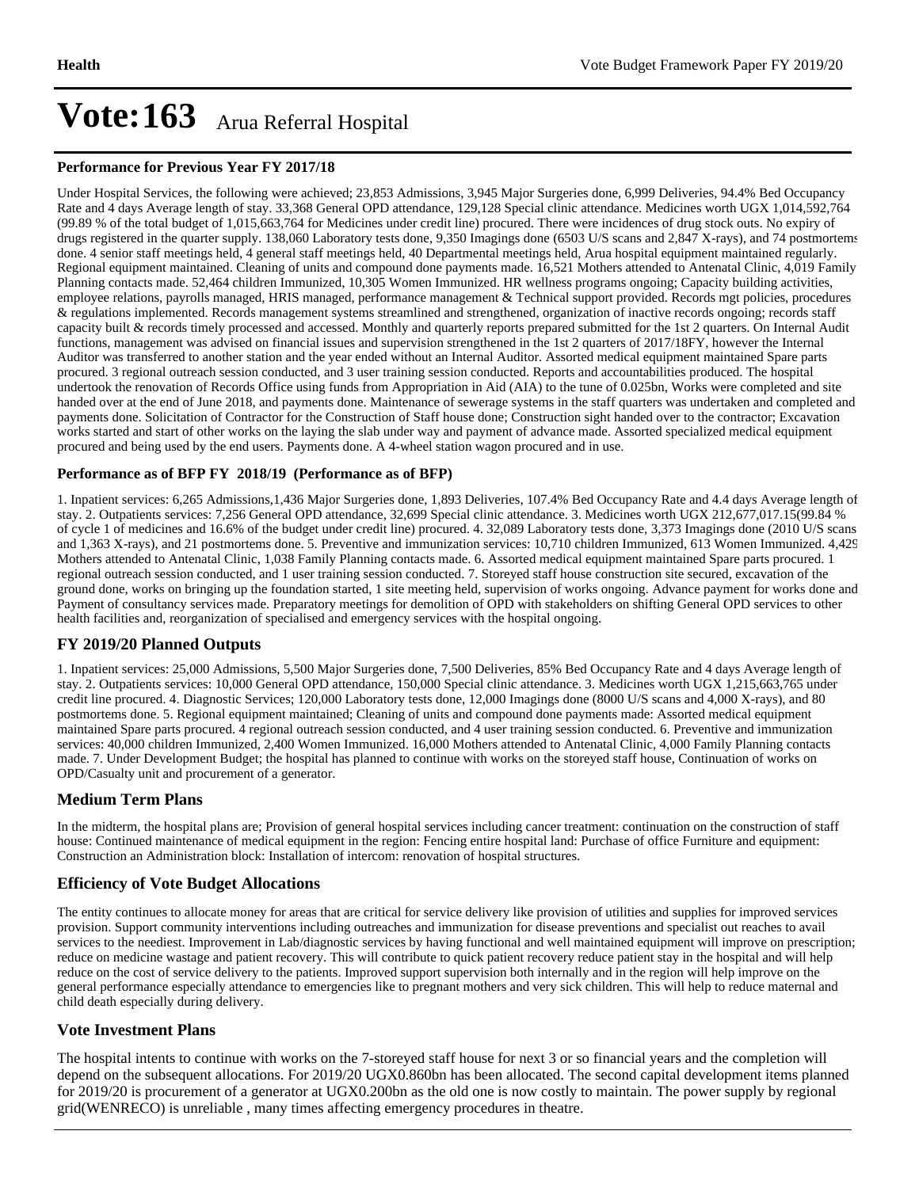# Vote:163 Arua Referral Hospital

### Performance for Previous Year FY 2017/18

Under Hospital Services, the following were achieved; 23,853 Admissions, 3,945 Major Surgeries done, 6,999 Deliveries, 94.4% Bed Occupancy Rate and 4 days Average length of stay. 33,368 General OPD attendance, 129,128 Special clinic attendance. Medicines worth UGX 1,014,592,764 (99.89 % of the total budget of 1,015,663,764 for Medicines under credit line) procured. There were incidences of drug stock outs. No expiry of drugs registered in the quarter supply. 138,060 Laboratory tests done, 9,350 Imagings done (6503 U/S scans and 2,847 X-rays), and 74 postmortems done. 4 senior staff meetings held, 4 general staff meetings held, 40 Departmental meetings held, Arua hospital equipment maintained regularly. Regional equipment maintained. Cleaning of units and compound done payments made. 16,521 Mothers attended to Antenatal Clinic, 4,019 Family Planning contacts made. 52,464 children Immunized, 10,305 Women Immunized. HR wellness programs ongoing; Capacity building activities, employee relations, payrolls managed, HRIS managed, performance management & Technical support provided. Records mgt policies, procedures & regulations implemented. Records management systems streamlined and strengthened, organization of inactive records ongoing; records staff capacity built & records timely processed and accessed. Monthly and quarterly reports prepared submitted for the 1st 2 quarters. On Internal Audit functions, management was advised on financial issues and supervision strengthened in the 1st 2 quarters of 2017/18FY, however the Internal Auditor was transferred to another station and the year ended without an Internal Auditor. Assorted medical equipment maintained Spare parts procured. 3 regional outreach session conducted, and 3 user training session conducted. Reports and accountabilities produced. The hospital undertook the renovation of Records Office using funds from Appropriation in Aid (AIA) to the tune of 0.025bn, Works were completed and site handed over at the end of June 2018, and payments done. Maintenance of sewerage systems in the staff quarters was undertaken and completed and payments done. Solicitation of Contractor for the Construction of Staff house done; Construction sight handed over to the contractor; Excavation works started and start of other works on the laying the slab under way and payment of advance made. Assorted specialized medical equipment procured and being used by the end users. Payments done. A 4-wheel station wagon procured and in use.

### Performance as of BFP FY 2018/19 (Performance as of BFP)

1. Inpatient services: 6,265 Admissions,1,436 Major Surgeries done, 1,893 Deliveries, 107.4% Bed Occupancy Rate and 4.4 days Average length of stay. 2. Outpatients services: 7,256 General OPD attendance, 32,699 Special clinic attendance. 3. Medicines worth UGX 212,677,017.15(99.84 % of cycle 1 of medicines and 16.6% of the budget under credit line) procured. 4. 32,089 Laboratory tests done, 3,373 Imagings done (2010 U/S scans and 1,363 X-rays), and 21 postmortems done. 5. Preventive and immunization services: 10,710 children Immunized, 613 Women Immunized. 4,429 Mothers attended to Antenatal Clinic, 1,038 Family Planning contacts made. 6. Assorted medical equipment maintained Spare parts procured. 1 regional outreach session conducted, and 1 user training session conducted. 7. Storeyed staff house construction site secured, excavation of the ground done, works on bringing up the foundation started, 1 site meeting held, supervision of works ongoing. Advance payment for works done and Payment of consultancy services made. Preparatory meetings for demolition of OPD with stakeholders on shifting General OPD services to other health facilities and, reorganization of specialised and emergency services with the hospital ongoing.

## FY 2019/20 Planned Outputs

1. Inpatient services: 25,000 Admissions, 5,500 Major Surgeries done, 7,500 Deliveries, 85% Bed Occupancy Rate and 4 days Average length of stay. 2. Outpatients services: 10,000 General OPD attendance, 150,000 Special clinic attendance. 3. Medicines worth UGX 1,215,663,765 under credit line procured. 4. Diagnostic Services; 120,000 Laboratory tests done, 12,000 Imagings done (8000 U/S scans and 4,000 X-rays), and 80 postmortems done. 5. Regional equipment maintained; Cleaning of units and compound done payments made: Assorted medical equipment maintained Spare parts procured. 4 regional outreach session conducted, and 4 user training session conducted. 6. Preventive and immunization services: 40,000 children Immunized, 2,400 Women Immunized. 16,000 Mothers attended to Antenatal Clinic, 4,000 Family Planning contacts made. 7. Under Development Budget; the hospital has planned to continue with works on the storeyed staff house, Continuation of works on OPD/Casualty unit and procurement of a generator.

## Medium Term Plans

In the midterm, the hospital plans are; Provision of general hospital services including cancer treatment: continuation on the construction of staff house: Continued maintenance of medical equipment in the region: Fencing entire hospital land: Purchase of office Furniture and equipment: Construction an Administration block: Installation of intercom: renovation of hospital structures.

## Efficiency of Vote Budget Allocations

The entity continues to allocate money for areas that are critical for service delivery like provision of utilities and supplies for improved services provision. Support community interventions including outreaches and immunization for disease preventions and specialist out reaches to avail services to the neediest. Improvement in Lab/diagnostic services by having functional and well maintained equipment will improve on prescription; reduce on medicine wastage and patient recovery. This will contribute to quick patient recovery reduce patient stay in the hospital and will help reduce on the cost of service delivery to the patients. Improved support supervision both internally and in the region will help improve on the general performance especially attendance to emergencies like to pregnant mothers and very sick children. This will help to reduce maternal and child death especially during delivery.

## Vote Investment Plans

The hospital intents to continue with works on the 7-storeyed staff house for next 3 or so financial years and the completion will depend on the subsequent allocations. For 2019/20 UGX0.860bn has been allocated. The second capital development items planned for 2019/20 is procurement of a generator at UGX0.200bn as the old one is now costly to maintain. The power supply by regional grid(WENRECO) is unreliable , many times affecting emergency procedures in theatre.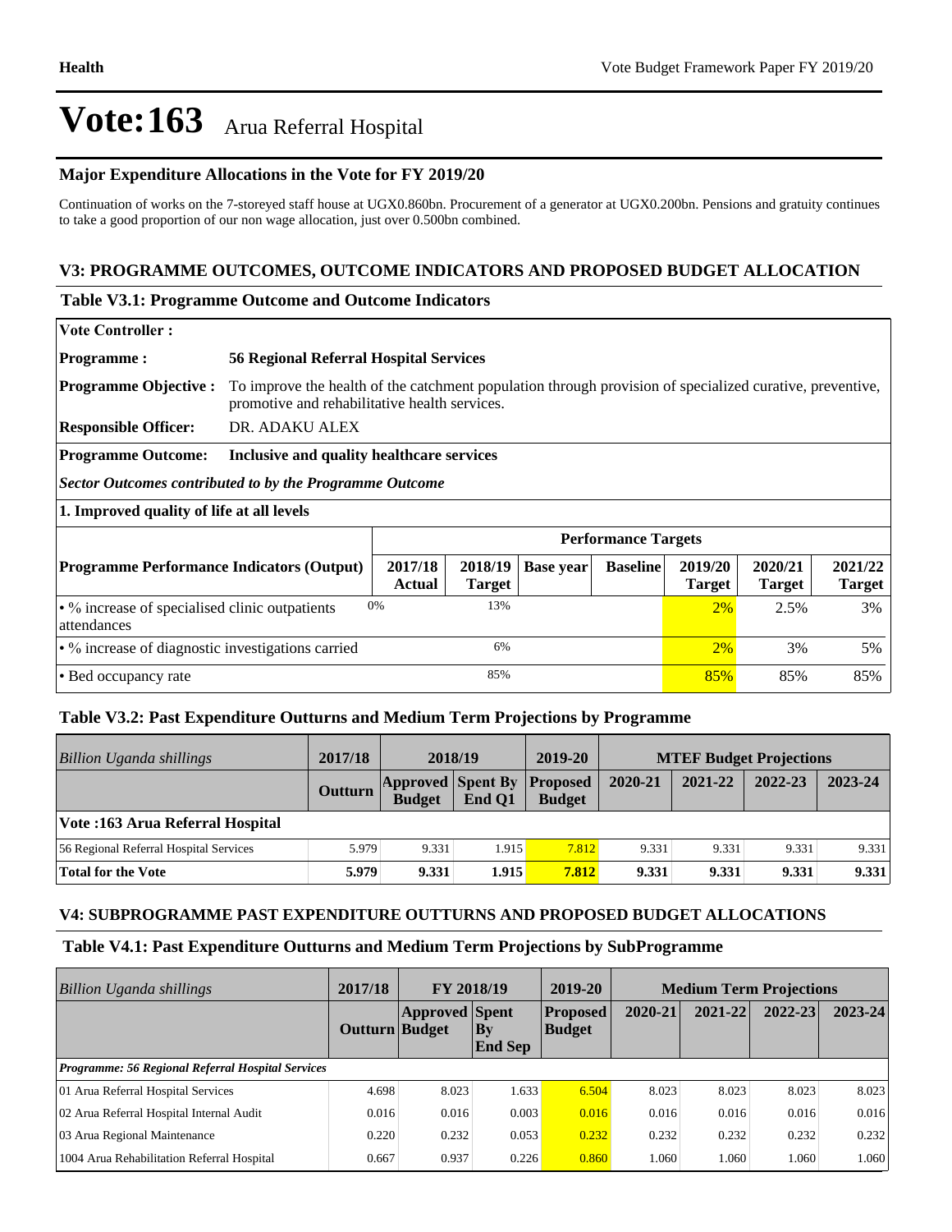# Vote:163 Arua Referral Hospital

## Major Expenditure Allocations in the Vote for FY 2019/20

Continuation of works on the 7-storeyed staff house at UGX0.860bn. Procurement of a generator at UGX0.200bn. Pensions and gratuity continues to take a good proportion of our non wage allocation, just over 0.500bn combined.

## V3: PROGRAMME OUTCOMES, OUTCOME INDICATORS AND PROPOSED BUDGET ALLOCATION

### Table V3.1: Programme Outcome and Outcome Indicators

| | |
|---|---|
| **Vote Controller :** | |
| **Programme :** | **56 Regional Referral Hospital Services** |
| **Programme Objective :** | To improve the health of the catchment population through provision of specialized curative, preventive, promotive and rehabilitative health services. |
| **Responsible Officer:** | DR. ADAKU ALEX |
| **Programme Outcome:** | **Inclusive and quality healthcare services** |

***Sector Outcomes contributed to by the Programme Outcome***

**1. Improved quality of life at all levels**

| | Performance Targets | | | | | | |
|---|---|---|---|---|---|---|---|
| **Programme Performance Indicators (Output)** | **2017/18 Actual** | **2018/19 Target** | **Base year** | **Baseline** | **2019/20 Target** | **2020/21 Target** | **2021/22 Target** |
| • % increase of specialised clinic outpatients attendances | 0% | 13% | | | 2% | 2.5% | 3% |
| • % increase of diagnostic investigations carried | | 6% | | | 2% | 3% | 5% |
| • Bed occupancy rate | | 85% | | | 85% | 85% | 85% |

### Table V3.2: Past Expenditure Outturns and Medium Term Projections by Programme

| *Billion Uganda shillings* | 2017/18 | 2018/19 | | 2019-20 | MTEF Budget Projections | | | |
|---|---|---|---|---|---|---|---|---|
| | **Outturn** | **Approved Budget** | **Spent By End Q1** | **Proposed Budget** | **2020-21** | **2021-22** | **2022-23** | **2023-24** |
| **Vote :163 Arua Referral Hospital** | | | | | | | | |
| 56 Regional Referral Hospital Services | 5.979 | 9.331 | 1.915 | 7.812 | 9.331 | 9.331 | 9.331 | 9.331 |
| **Total for the Vote** | **5.979** | **9.331** | **1.915** | **7.812** | **9.331** | **9.331** | **9.331** | **9.331** |

## V4: SUBPROGRAMME PAST EXPENDITURE OUTTURNS AND PROPOSED BUDGET ALLOCATIONS

### Table V4.1: Past Expenditure Outturns and Medium Term Projections by SubProgramme

| *Billion Uganda shillings* | 2017/18 | FY 2018/19 | | 2019-20 | Medium Term Projections | | | |
|---|---|---|---|---|---|---|---|---|
| | **Outturn** | **Approved Budget** | **Spent By End Sep** | **Proposed Budget** | **2020-21** | **2021-22** | **2022-23** | **2023-24** |
| ***Programme: 56 Regional Referral Hospital Services*** | | | | | | | | |
| 01 Arua Referral Hospital Services | 4.698 | 8.023 | 1.633 | 6.504 | 8.023 | 8.023 | 8.023 | 8.023 |
| 02 Arua Referral Hospital Internal Audit | 0.016 | 0.016 | 0.003 | 0.016 | 0.016 | 0.016 | 0.016 | 0.016 |
| 03 Arua Regional Maintenance | 0.220 | 0.232 | 0.053 | 0.232 | 0.232 | 0.232 | 0.232 | 0.232 |
| 1004 Arua Rehabilitation Referral Hospital | 0.667 | 0.937 | 0.226 | 0.860 | 1.060 | 1.060 | 1.060 | 1.060 |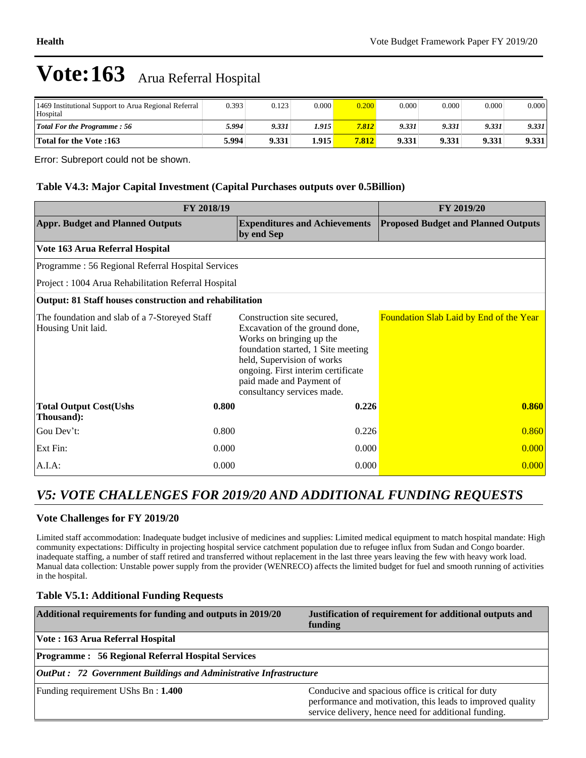# Vote:163 Arua Referral Hospital

| | | | | | | | | |
|---|---|---|---|---|---|---|---|---|
| 1469 Institutional Support to Arua Regional Referral Hospital | 0.393 | 0.123 | 0.000 | 0.200 | 0.000 | 0.000 | 0.000 | 0.000 |
| *Total For the Programme : 56* | *5.994* | *9.331* | *1.915* | *7.812* | *9.331* | *9.331* | *9.331* | *9.331* |
| **Total for the Vote :163** | **5.994** | **9.331** | **1.915** | **7.812** | **9.331** | **9.331** | **9.331** | **9.331** |

Error: Subreport could not be shown.

### Table V4.3: Major Capital Investment (Capital Purchases outputs over 0.5Billion)

| FY 2018/19 | | | FY 2019/20 |
|---|---|---|---|
| **Appr. Budget and Planned Outputs** | | **Expenditures and Achievements by end Sep** | **Proposed Budget and Planned Outputs** |
| **Vote 163 Arua Referral Hospital** | | | |
| Programme : 56 Regional Referral Hospital Services | | | |
| Project : 1004 Arua Rehabilitation Referral Hospital | | | |
| **Output: 81 Staff houses construction and rehabilitation** | | | |
| The foundation and slab of a 7-Storeyed Staff Housing Unit laid. | | Construction site secured, Excavation of the ground done, Works on bringing up the foundation started, 1 Site meeting held, Supervision of works ongoing. First interim certificate paid made and Payment of consultancy services made. | Foundation Slab Laid by End of the Year |
| **Total Output Cost(Ushs Thousand):** | **0.800** | **0.226** | **0.860** |
| Gou Dev't: | 0.800 | 0.226 | 0.860 |
| Ext Fin: | 0.000 | 0.000 | 0.000 |
| A.I.A: | 0.000 | 0.000 | 0.000 |

## *V5: VOTE CHALLENGES FOR 2019/20 AND ADDITIONAL FUNDING REQUESTS*

### Vote Challenges for FY 2019/20

Limited staff accommodation: Inadequate budget inclusive of medicines and supplies: Limited medical equipment to match hospital mandate: High community expectations: Difficulty in projecting hospital service catchment population due to refugee influx from Sudan and Congo boarder. inadequate staffing, a number of staff retired and transferred without replacement in the last three years leaving the few with heavy work load. Manual data collection: Unstable power supply from the provider (WENRECO) affects the limited budget for fuel and smooth running of activities in the hospital.

### Table V5.1: Additional Funding Requests

| Additional requirements for funding and outputs in 2019/20 | Justification of requirement for additional outputs and funding |
|---|---|
| **Vote : 163 Arua Referral Hospital** | |
| **Programme : 56 Regional Referral Hospital Services** | |
| ***OutPut : 72 Government Buildings and Administrative Infrastructure*** | |
| Funding requirement UShs Bn : **1.400** | Conducive and spacious office is critical for duty performance and motivation, this leads to improved quality service delivery, hence need for additional funding. |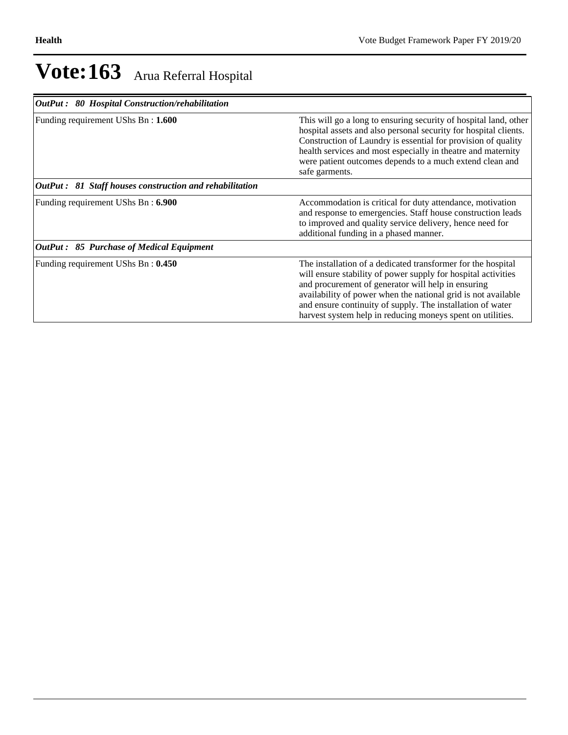# Vote:163 Arua Referral Hospital

| | |
|---|---|
| ***OutPut : 80 Hospital Construction/rehabilitation*** | |
| Funding requirement UShs Bn : **1.600** | This will go a long to ensuring security of hospital land, other hospital assets and also personal security for hospital clients. Construction of Laundry is essential for provision of quality health services and most especially in theatre and maternity were patient outcomes depends to a much extend clean and safe garments. |
| ***OutPut : 81 Staff houses construction and rehabilitation*** | |
| Funding requirement UShs Bn : **6.900** | Accommodation is critical for duty attendance, motivation and response to emergencies. Staff house construction leads to improved and quality service delivery, hence need for additional funding in a phased manner. |
| ***OutPut : 85 Purchase of Medical Equipment*** | |
| Funding requirement UShs Bn : **0.450** | The installation of a dedicated transformer for the hospital will ensure stability of power supply for hospital activities and procurement of generator will help in ensuring availability of power when the national grid is not available and ensure continuity of supply. The installation of water harvest system help in reducing moneys spent on utilities. |